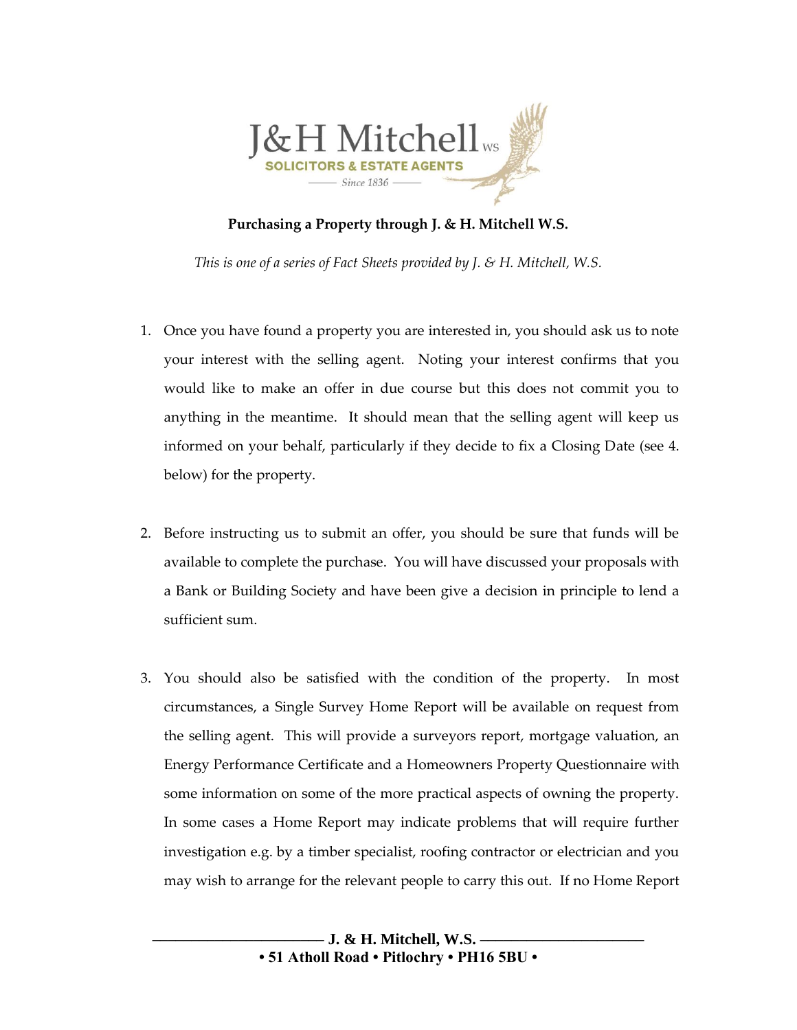J&H Mitchell WS

SOLICITORS & ESTATE AGENTS

Since 1836

**Purchasing a Property through J. & H. Mitchell W.S.**

*This is one of a series of Fact Sheets provided by J. & H. Mitchell, W.S.*

1. Once you have found a property you are interested in, you should ask us to note your interest with the selling agent. Noting your interest confirms that you would like to make an offer in due course but this does not commit you to anything in the meantime. It should mean that the selling agent will keep us informed on your behalf, particularly if they decide to fix a Closing Date (see 4. below) for the property.

2. Before instructing us to submit an offer, you should be sure that funds will be available to complete the purchase. You will have discussed your proposals with a Bank or Building Society and have been give a decision in principle to lend a sufficient sum.

3. You should also be satisfied with the condition of the property. In most circumstances, a Single Survey Home Report will be available on request from the selling agent. This will provide a surveyors report, mortgage valuation, an Energy Performance Certificate and a Homeowners Property Questionnaire with some information on some of the more practical aspects of owning the property. In some cases a Home Report may indicate problems that will require further investigation e.g. by a timber specialist, roofing contractor or electrician and you may wish to arrange for the relevant people to carry this out. If no Home Report

**J. & H. Mitchell, W.S.**
**• 51 Atholl Road • Pitlochry • PH16 5BU •**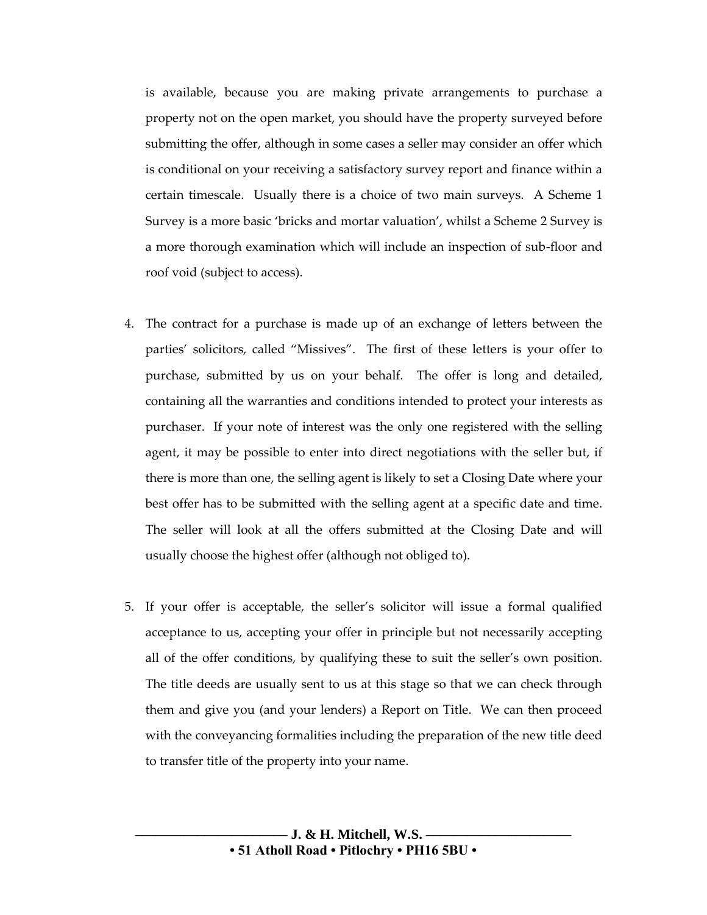is available, because you are making private arrangements to purchase a property not on the open market, you should have the property surveyed before submitting the offer, although in some cases a seller may consider an offer which is conditional on your receiving a satisfactory survey report and finance within a certain timescale. Usually there is a choice of two main surveys. A Scheme 1 Survey is a more basic 'bricks and mortar valuation', whilst a Scheme 2 Survey is a more thorough examination which will include an inspection of sub-floor and roof void (subject to access).

4. The contract for a purchase is made up of an exchange of letters between the parties' solicitors, called "Missives". The first of these letters is your offer to purchase, submitted by us on your behalf. The offer is long and detailed, containing all the warranties and conditions intended to protect your interests as purchaser. If your note of interest was the only one registered with the selling agent, it may be possible to enter into direct negotiations with the seller but, if there is more than one, the selling agent is likely to set a Closing Date where your best offer has to be submitted with the selling agent at a specific date and time. The seller will look at all the offers submitted at the Closing Date and will usually choose the highest offer (although not obliged to).

5. If your offer is acceptable, the seller's solicitor will issue a formal qualified acceptance to us, accepting your offer in principle but not necessarily accepting all of the offer conditions, by qualifying these to suit the seller's own position. The title deeds are usually sent to us at this stage so that we can check through them and give you (and your lenders) a Report on Title. We can then proceed with the conveyancing formalities including the preparation of the new title deed to transfer title of the property into your name.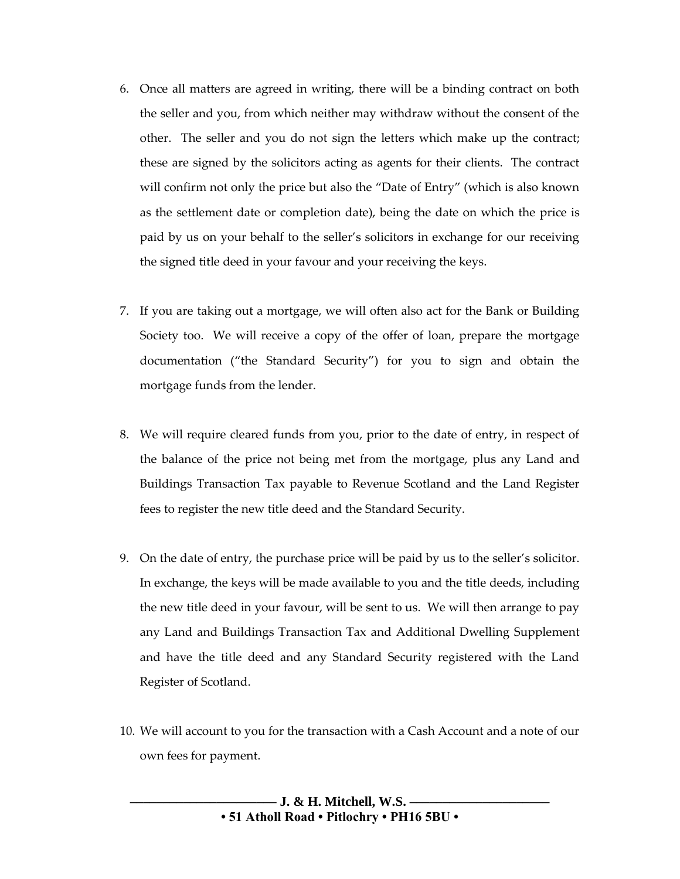6. Once all matters are agreed in writing, there will be a binding contract on both the seller and you, from which neither may withdraw without the consent of the other. The seller and you do not sign the letters which make up the contract; these are signed by the solicitors acting as agents for their clients. The contract will confirm not only the price but also the "Date of Entry" (which is also known as the settlement date or completion date), being the date on which the price is paid by us on your behalf to the seller's solicitors in exchange for our receiving the signed title deed in your favour and your receiving the keys.

7. If you are taking out a mortgage, we will often also act for the Bank or Building Society too. We will receive a copy of the offer of loan, prepare the mortgage documentation ("the Standard Security") for you to sign and obtain the mortgage funds from the lender.

8. We will require cleared funds from you, prior to the date of entry, in respect of the balance of the price not being met from the mortgage, plus any Land and Buildings Transaction Tax payable to Revenue Scotland and the Land Register fees to register the new title deed and the Standard Security.

9. On the date of entry, the purchase price will be paid by us to the seller's solicitor. In exchange, the keys will be made available to you and the title deeds, including the new title deed in your favour, will be sent to us. We will then arrange to pay any Land and Buildings Transaction Tax and Additional Dwelling Supplement and have the title deed and any Standard Security registered with the Land Register of Scotland.

10. We will account to you for the transaction with a Cash Account and a note of our own fees for payment.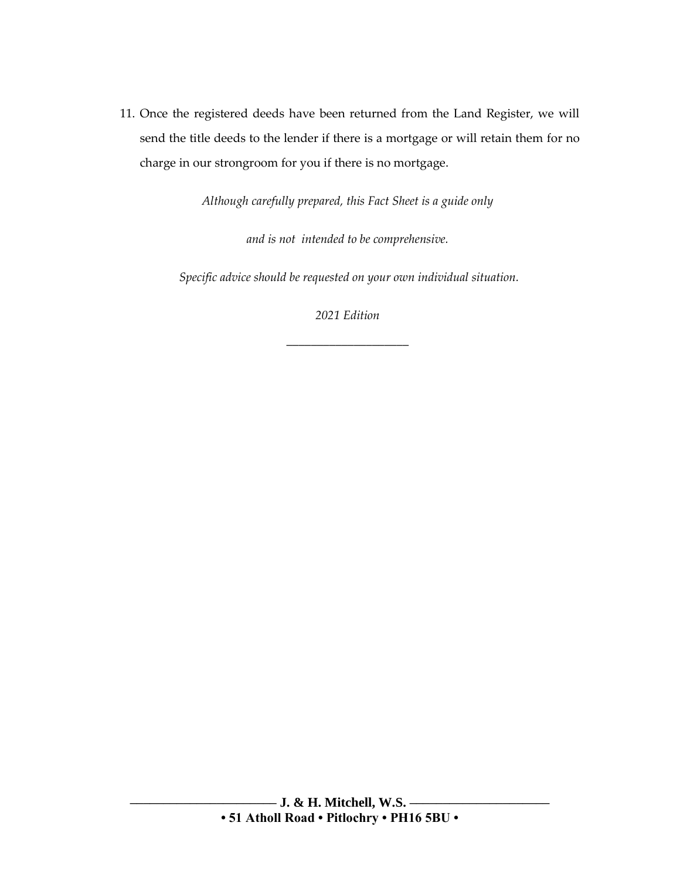11. Once the registered deeds have been returned from the Land Register, we will send the title deeds to the lender if there is a mortgage or will retain them for no charge in our strongroom for you if there is no mortgage.

*Although carefully prepared, this Fact Sheet is a guide only*

*and is not intended to be comprehensive.*

*Specific advice should be requested on your own individual situation.*

*2021 Edition*

---